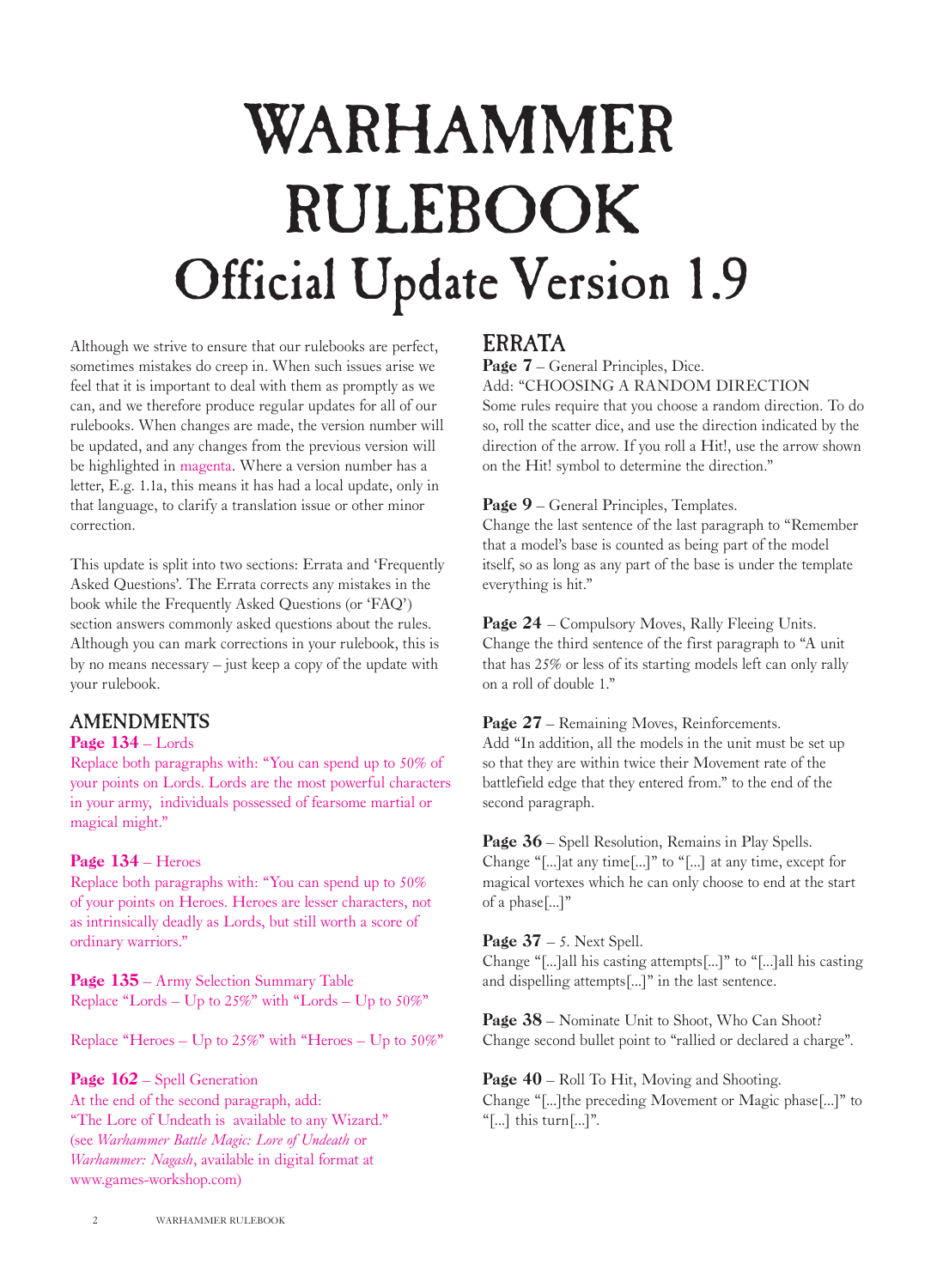# WARHAMMER RULEBOOK

# Official Update Version 1.9

Although we strive to ensure that our rulebooks are perfect, sometimes mistakes do creep in. When such issues arise we feel that it is important to deal with them as promptly as we can, and we therefore produce regular updates for all of our rulebooks. When changes are made, the version number will be updated, and any changes from the previous version will be highlighted in magenta. Where a version number has a letter, E.g. 1.1a, this means it has had a local update, only in that language, to clarify a translation issue or other minor correction.

This update is split into two sections: Errata and 'Frequently Asked Questions'. The Errata corrects any mistakes in the book while the Frequently Asked Questions (or 'FAQ') section answers commonly asked questions about the rules. Although you can mark corrections in your rulebook, this is by no means necessary – just keep a copy of the update with your rulebook.

## AMENDMENTS

**Page 134** – Lords
Replace both paragraphs with: "You can spend up to 50% of your points on Lords. Lords are the most powerful characters in your army, individuals possessed of fearsome martial or magical might."

**Page 134** – Heroes
Replace both paragraphs with: "You can spend up to 50% of your points on Heroes. Heroes are lesser characters, not as intrinsically deadly as Lords, but still worth a score of ordinary warriors."

**Page 135** – Army Selection Summary Table
Replace "Lords – Up to 25%" with "Lords – Up to 50%"

Replace "Heroes – Up to 25%" with "Heroes – Up to 50%"

**Page 162** – Spell Generation
At the end of the second paragraph, add:
"The Lore of Undeath is available to any Wizard."
(see *Warhammer Battle Magic: Lore of Undeath* or *Warhammer: Nagash*, available in digital format at www.games-workshop.com)

## ERRATA

**Page 7** – General Principles, Dice.
Add: "CHOOSING A RANDOM DIRECTION
Some rules require that you choose a random direction. To do so, roll the scatter dice, and use the direction indicated by the direction of the arrow. If you roll a Hit!, use the arrow shown on the Hit! symbol to determine the direction."

**Page 9** – General Principles, Templates.
Change the last sentence of the last paragraph to "Remember that a model's base is counted as being part of the model itself, so as long as any part of the base is under the template everything is hit."

**Page 24** – Compulsory Moves, Rally Fleeing Units.
Change the third sentence of the first paragraph to "A unit that has 25% or less of its starting models left can only rally on a roll of double 1."

**Page 27** – Remaining Moves, Reinforcements.
Add "In addition, all the models in the unit must be set up so that they are within twice their Movement rate of the battlefield edge that they entered from." to the end of the second paragraph.

**Page 36** – Spell Resolution, Remains in Play Spells.
Change "[...]at any time[...]" to "[...] at any time, except for magical vortexes which he can only choose to end at the start of a phase[...]"

**Page 37** – 5. Next Spell.
Change "[...]all his casting attempts[...]" to "[...]all his casting and dispelling attempts[...]" in the last sentence.

**Page 38** – Nominate Unit to Shoot, Who Can Shoot?
Change second bullet point to "rallied or declared a charge".

**Page 40** – Roll To Hit, Moving and Shooting.
Change "[...]the preceding Movement or Magic phase[...]" to "[...] this turn[...]".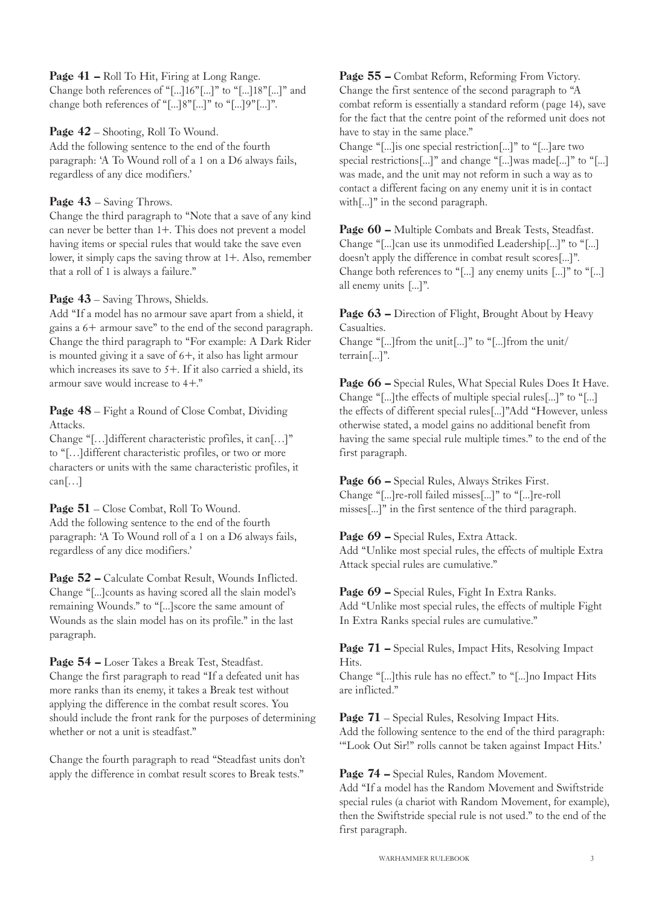**Page 41 –** Roll To Hit, Firing at Long Range.
Change both references of "[...]16"[...]" to "[...]18"[...]" and change both references of "[...]8"[...]" to "[...]9"[...]".

**Page 42** – Shooting, Roll To Wound.
Add the following sentence to the end of the fourth paragraph: 'A To Wound roll of a 1 on a D6 always fails, regardless of any dice modifiers.'

**Page 43** – Saving Throws.
Change the third paragraph to "Note that a save of any kind can never be better than 1+. This does not prevent a model having items or special rules that would take the save even lower, it simply caps the saving throw at 1+. Also, remember that a roll of 1 is always a failure."

**Page 43** – Saving Throws, Shields.
Add "If a model has no armour save apart from a shield, it gains a 6+ armour save" to the end of the second paragraph. Change the third paragraph to "For example: A Dark Rider is mounted giving it a save of 6+, it also has light armour which increases its save to 5+. If it also carried a shield, its armour save would increase to 4+."

**Page 48** – Fight a Round of Close Combat, Dividing Attacks.
Change "[…]different characteristic profiles, it can[…]" to "[…]different characteristic profiles, or two or more characters or units with the same characteristic profiles, it can[…]

**Page 51** – Close Combat, Roll To Wound.
Add the following sentence to the end of the fourth paragraph: 'A To Wound roll of a 1 on a D6 always fails, regardless of any dice modifiers.'

**Page 52 –** Calculate Combat Result, Wounds Inflicted.
Change "[...]counts as having scored all the slain model's remaining Wounds." to "[...]score the same amount of Wounds as the slain model has on its profile." in the last paragraph.

**Page 54 –** Loser Takes a Break Test, Steadfast.
Change the first paragraph to read "If a defeated unit has more ranks than its enemy, it takes a Break test without applying the difference in the combat result scores. You should include the front rank for the purposes of determining whether or not a unit is steadfast."

Change the fourth paragraph to read "Steadfast units don't apply the difference in combat result scores to Break tests."

**Page 55 –** Combat Reform, Reforming From Victory.
Change the first sentence of the second paragraph to "A combat reform is essentially a standard reform (page 14), save for the fact that the centre point of the reformed unit does not have to stay in the same place."
Change "[...]is one special restriction[...]" to "[...]are two special restrictions[...]" and change "[...]was made[...]" to "[...] was made, and the unit may not reform in such a way as to contact a different facing on any enemy unit it is in contact with[...]" in the second paragraph.

**Page 60 –** Multiple Combats and Break Tests, Steadfast.
Change "[...]can use its unmodified Leadership[...]" to "[...] doesn't apply the difference in combat result scores[...]". Change both references to "[...] any enemy units [...]" to "[...] all enemy units [...]".

**Page 63 –** Direction of Flight, Brought About by Heavy Casualties.
Change "[...]from the unit[...]" to "[...]from the unit/terrain[...]".

**Page 66 –** Special Rules, What Special Rules Does It Have.
Change "[...]the effects of multiple special rules[...]" to "[...] the effects of different special rules[...]"Add "However, unless otherwise stated, a model gains no additional benefit from having the same special rule multiple times." to the end of the first paragraph.

**Page 66 –** Special Rules, Always Strikes First.
Change "[...]re-roll failed misses[...]" to "[...]re-roll misses[...]" in the first sentence of the third paragraph.

**Page 69 –** Special Rules, Extra Attack.
Add "Unlike most special rules, the effects of multiple Extra Attack special rules are cumulative."

**Page 69 –** Special Rules, Fight In Extra Ranks.
Add "Unlike most special rules, the effects of multiple Fight In Extra Ranks special rules are cumulative."

**Page 71 –** Special Rules, Impact Hits, Resolving Impact Hits.
Change "[...]this rule has no effect." to "[...]no Impact Hits are inflicted."

**Page 71** – Special Rules, Resolving Impact Hits.
Add the following sentence to the end of the third paragraph: '"Look Out Sir!" rolls cannot be taken against Impact Hits.'

**Page 74 –** Special Rules, Random Movement.
Add "If a model has the Random Movement and Swiftstride special rules (a chariot with Random Movement, for example), then the Swiftstride special rule is not used." to the end of the first paragraph.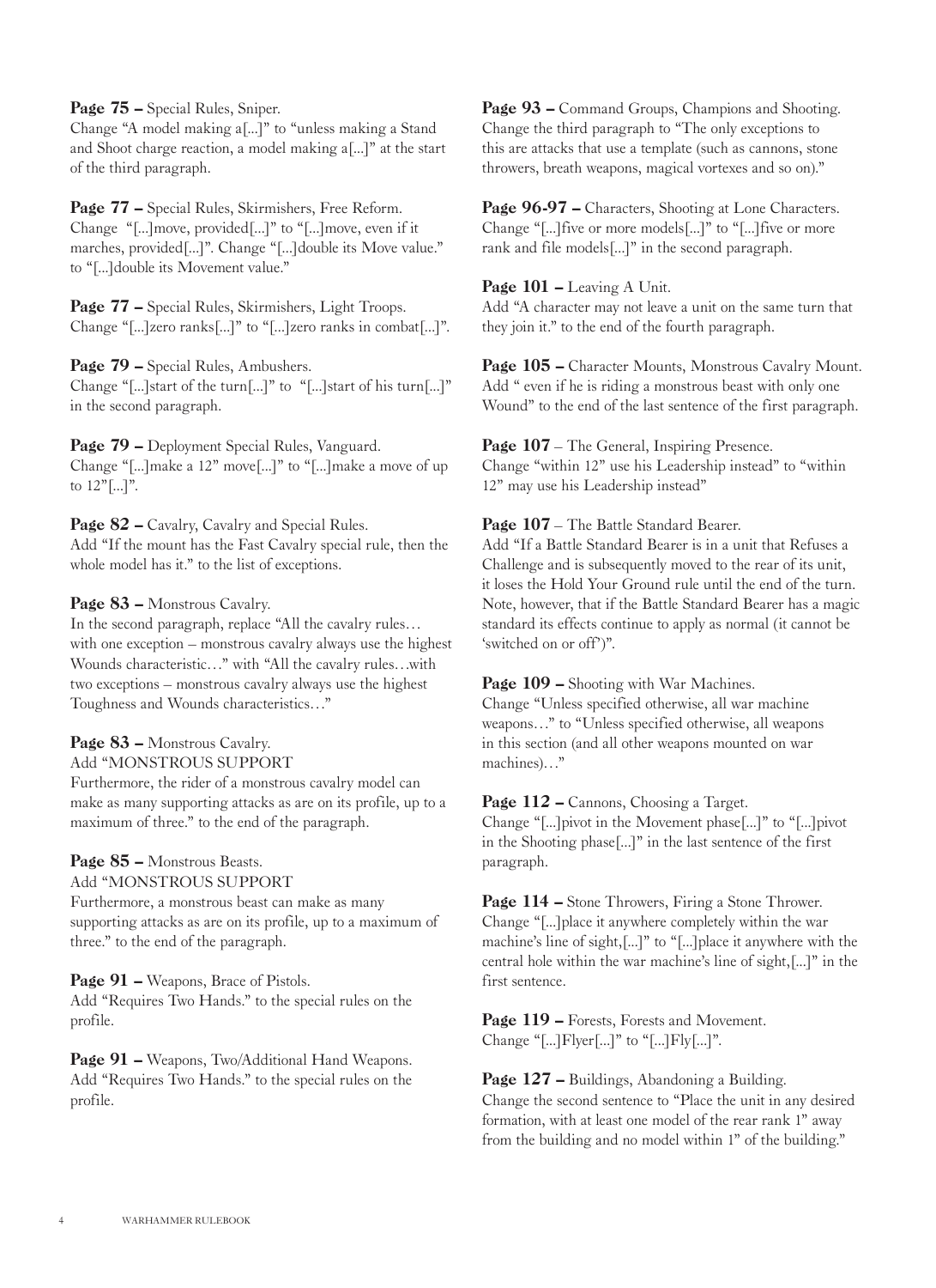**Page 75 –** Special Rules, Sniper.
Change "A model making a[...]" to "unless making a Stand and Shoot charge reaction, a model making a[...]" at the start of the third paragraph.

**Page 77 –** Special Rules, Skirmishers, Free Reform.
Change "[...]move, provided[...]" to "[...]move, even if it marches, provided[...]". Change "[...]double its Move value." to "[...]double its Movement value."

**Page 77 –** Special Rules, Skirmishers, Light Troops.
Change "[...]zero ranks[...]" to "[...]zero ranks in combat[...]".

**Page 79 –** Special Rules, Ambushers.
Change "[...]start of the turn[...]" to "[...]start of his turn[...]" in the second paragraph.

**Page 79 –** Deployment Special Rules, Vanguard.
Change "[...]make a 12" move[...]" to "[...]make a move of up to 12"[...]".

**Page 82 –** Cavalry, Cavalry and Special Rules.
Add "If the mount has the Fast Cavalry special rule, then the whole model has it." to the list of exceptions.

**Page 83 –** Monstrous Cavalry.
In the second paragraph, replace "All the cavalry rules… with one exception – monstrous cavalry always use the highest Wounds characteristic…" with "All the cavalry rules…with two exceptions – monstrous cavalry always use the highest Toughness and Wounds characteristics…"

**Page 83 –** Monstrous Cavalry.
Add "MONSTROUS SUPPORT
Furthermore, the rider of a monstrous cavalry model can make as many supporting attacks as are on its profile, up to a maximum of three." to the end of the paragraph.

**Page 85 –** Monstrous Beasts.
Add "MONSTROUS SUPPORT
Furthermore, a monstrous beast can make as many supporting attacks as are on its profile, up to a maximum of three." to the end of the paragraph.

**Page 91 –** Weapons, Brace of Pistols.
Add "Requires Two Hands." to the special rules on the profile.

**Page 91 –** Weapons, Two/Additional Hand Weapons.
Add "Requires Two Hands." to the special rules on the profile.

**Page 93 –** Command Groups, Champions and Shooting.
Change the third paragraph to "The only exceptions to this are attacks that use a template (such as cannons, stone throwers, breath weapons, magical vortexes and so on)."

**Page 96-97 –** Characters, Shooting at Lone Characters.
Change "[...]five or more models[...]" to "[...]five or more rank and file models[...]" in the second paragraph.

**Page 101 –** Leaving A Unit.
Add "A character may not leave a unit on the same turn that they join it." to the end of the fourth paragraph.

**Page 105 –** Character Mounts, Monstrous Cavalry Mount.
Add " even if he is riding a monstrous beast with only one Wound" to the end of the last sentence of the first paragraph.

**Page 107** – The General, Inspiring Presence.
Change "within 12" use his Leadership instead" to "within 12" may use his Leadership instead"

**Page 107** – The Battle Standard Bearer.
Add "If a Battle Standard Bearer is in a unit that Refuses a Challenge and is subsequently moved to the rear of its unit, it loses the Hold Your Ground rule until the end of the turn. Note, however, that if the Battle Standard Bearer has a magic standard its effects continue to apply as normal (it cannot be 'switched on or off')".

**Page 109 –** Shooting with War Machines.
Change "Unless specified otherwise, all war machine weapons…" to "Unless specified otherwise, all weapons in this section (and all other weapons mounted on war machines)…"

**Page 112 –** Cannons, Choosing a Target.
Change "[...]pivot in the Movement phase[...]" to "[...]pivot in the Shooting phase[...]" in the last sentence of the first paragraph.

**Page 114 –** Stone Throwers, Firing a Stone Thrower.
Change "[...]place it anywhere completely within the war machine's line of sight,[...]" to "[...]place it anywhere with the central hole within the war machine's line of sight,[...]" in the first sentence.

**Page 119 –** Forests, Forests and Movement.
Change "[...]Flyer[...]" to "[...]Fly[...]".

**Page 127 –** Buildings, Abandoning a Building.
Change the second sentence to "Place the unit in any desired formation, with at least one model of the rear rank 1" away from the building and no model within 1" of the building."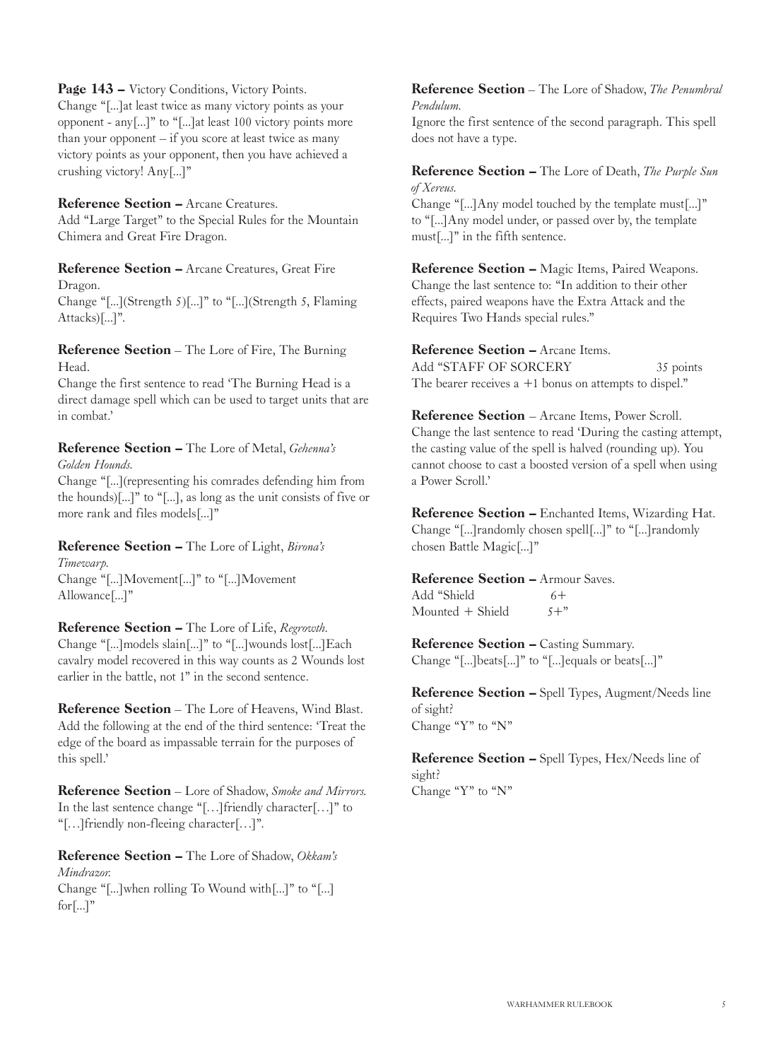**Page 143 –** Victory Conditions, Victory Points.
Change "[...]at least twice as many victory points as your opponent - any[...]" to "[...]at least 100 victory points more than your opponent – if you score at least twice as many victory points as your opponent, then you have achieved a crushing victory! Any[...]"

**Reference Section –** Arcane Creatures.
Add "Large Target" to the Special Rules for the Mountain Chimera and Great Fire Dragon.

**Reference Section –** Arcane Creatures, Great Fire Dragon.
Change "[...](Strength 5)[...]" to "[...](Strength 5, Flaming Attacks)[...]".

**Reference Section** – The Lore of Fire, The Burning Head.
Change the first sentence to read 'The Burning Head is a direct damage spell which can be used to target units that are in combat.'

**Reference Section –** The Lore of Metal, *Gehenna's Golden Hounds.*
Change "[...](representing his comrades defending him from the hounds)[...]" to "[...], as long as the unit consists of five or more rank and files models[...]"

**Reference Section –** The Lore of Light, *Birona's Timewarp.*
Change "[...]Movement[...]" to "[...]Movement Allowance[...]"

**Reference Section –** The Lore of Life, *Regrowth.*
Change "[...]models slain[...]" to "[...]wounds lost[...]Each cavalry model recovered in this way counts as 2 Wounds lost earlier in the battle, not 1" in the second sentence.

**Reference Section** – The Lore of Heavens, Wind Blast.
Add the following at the end of the third sentence: 'Treat the edge of the board as impassable terrain for the purposes of this spell.'

**Reference Section** – Lore of Shadow, *Smoke and Mirrors.*
In the last sentence change "[…]friendly character[…]" to "[…]friendly non-fleeing character[…]".

**Reference Section –** The Lore of Shadow, *Okkam's Mindrazor.*
Change "[...]when rolling To Wound with[...]" to "[...] for[...]"

**Reference Section** – The Lore of Shadow, *The Penumbral Pendulum.*
Ignore the first sentence of the second paragraph. This spell does not have a type.

**Reference Section –** The Lore of Death, *The Purple Sun of Xereus.*
Change "[...]Any model touched by the template must[...]" to "[...]Any model under, or passed over by, the template must[...]" in the fifth sentence.

**Reference Section –** Magic Items, Paired Weapons.
Change the last sentence to: "In addition to their other effects, paired weapons have the Extra Attack and the Requires Two Hands special rules."

**Reference Section –** Arcane Items.
Add "STAFF OF SORCERY 35 points
The bearer receives a +1 bonus on attempts to dispel."

**Reference Section** – Arcane Items, Power Scroll.
Change the last sentence to read 'During the casting attempt, the casting value of the spell is halved (rounding up). You cannot choose to cast a boosted version of a spell when using a Power Scroll.'

**Reference Section –** Enchanted Items, Wizarding Hat.
Change "[...]randomly chosen spell[...]" to "[...]randomly chosen Battle Magic[...]"

**Reference Section –** Armour Saves.
Add "Shield 6+
Mounted + Shield 5+"

**Reference Section –** Casting Summary.
Change "[...]beats[...]" to "[...]equals or beats[...]"

**Reference Section –** Spell Types, Augment/Needs line of sight?
Change "Y" to "N"

**Reference Section –** Spell Types, Hex/Needs line of sight?
Change "Y" to "N"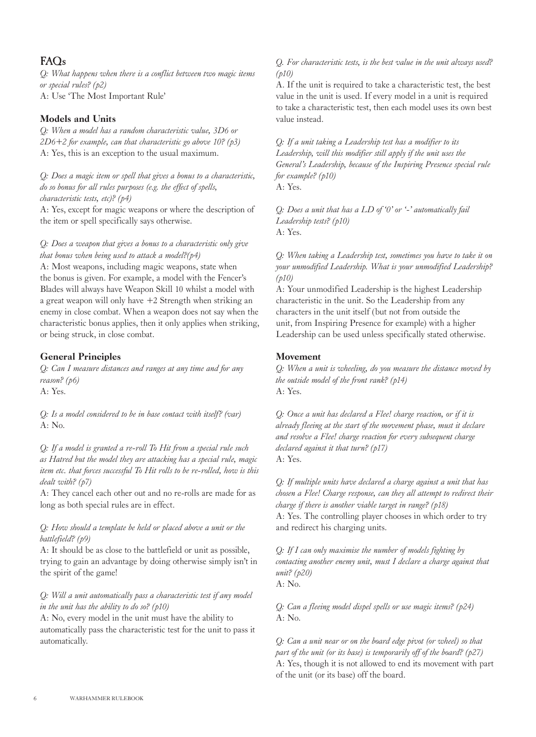## FAQs

*Q: What happens when there is a conflict between two magic items or special rules? (p2)*
A: Use 'The Most Important Rule'

### Models and Units

*Q: When a model has a random characteristic value, 3D6 or 2D6+2 for example, can that characteristic go above 10? (p3)*
A: Yes, this is an exception to the usual maximum.

*Q: Does a magic item or spell that gives a bonus to a characteristic, do so bonus for all rules purposes (e.g. the effect of spells, characteristic tests, etc)? (p4)*
A: Yes, except for magic weapons or where the description of the item or spell specifically says otherwise.

*Q: Does a weapon that gives a bonus to a characteristic only give that bonus when being used to attack a model?(p4)*
A: Most weapons, including magic weapons, state when the bonus is given. For example, a model with the Fencer's Blades will always have Weapon Skill 10 whilst a model with a great weapon will only have +2 Strength when striking an enemy in close combat. When a weapon does not say when the characteristic bonus applies, then it only applies when striking, or being struck, in close combat.

### General Principles

*Q: Can I measure distances and ranges at any time and for any reason? (p6)*
A: Yes.

*Q: Is a model considered to be in base contact with itself? (var)*
A: No.

*Q: If a model is granted a re-roll To Hit from a special rule such as Hatred but the model they are attacking has a special rule, magic item etc. that forces successful To Hit rolls to be re-rolled, how is this dealt with? (p7)*
A: They cancel each other out and no re-rolls are made for as long as both special rules are in effect.

*Q: How should a template be held or placed above a unit or the battlefield? (p9)*
A: It should be as close to the battlefield or unit as possible, trying to gain an advantage by doing otherwise simply isn't in the spirit of the game!

*Q: Will a unit automatically pass a characteristic test if any model in the unit has the ability to do so? (p10)*
A: No, every model in the unit must have the ability to automatically pass the characteristic test for the unit to pass it automatically.

*Q. For characteristic tests, is the best value in the unit always used? (p10)*
A. If the unit is required to take a characteristic test, the best value in the unit is used. If every model in a unit is required to take a characteristic test, then each model uses its own best value instead.

*Q: If a unit taking a Leadership test has a modifier to its Leadership, will this modifier still apply if the unit uses the General's Leadership, because of the Inspiring Presence special rule for example? (p10)*
A: Yes.

*Q: Does a unit that has a LD of '0' or '-' automatically fail Leadership tests? (p10)*
A: Yes.

*Q: When taking a Leadership test, sometimes you have to take it on your unmodified Leadership. What is your unmodified Leadership? (p10)*
A: Your unmodified Leadership is the highest Leadership characteristic in the unit. So the Leadership from any characters in the unit itself (but not from outside the unit, from Inspiring Presence for example) with a higher Leadership can be used unless specifically stated otherwise.

### Movement

*Q: When a unit is wheeling, do you measure the distance moved by the outside model of the front rank? (p14)*
A: Yes.

*Q: Once a unit has declared a Flee! charge reaction, or if it is already fleeing at the start of the movement phase, must it declare and resolve a Flee! charge reaction for every subsequent charge declared against it that turn? (p17)*
A: Yes.

*Q: If multiple units have declared a charge against a unit that has chosen a Flee! Charge response, can they all attempt to redirect their charge if there is another viable target in range? (p18)*
A: Yes. The controlling player chooses in which order to try and redirect his charging units.

*Q: If I can only maximise the number of models fighting by contacting another enemy unit, must I declare a charge against that unit? (p20)*
A: No.

*Q: Can a fleeing model dispel spells or use magic items? (p24)*
A: No.

*Q: Can a unit near or on the board edge pivot (or wheel) so that part of the unit (or its base) is temporarily off of the board? (p27)*
A: Yes, though it is not allowed to end its movement with part of the unit (or its base) off the board.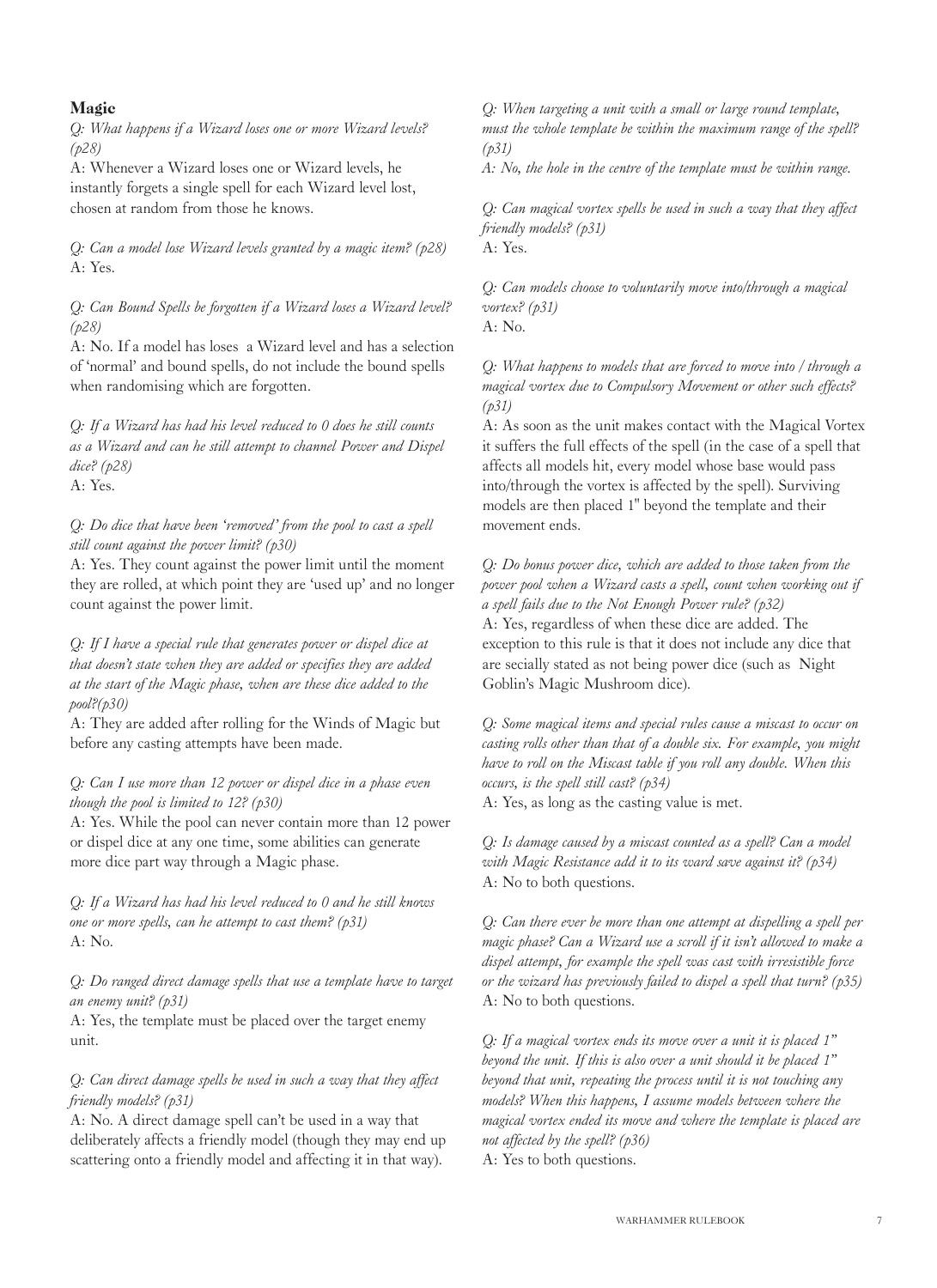## Magic

*Q: What happens if a Wizard loses one or more Wizard levels? (p28)*

A: Whenever a Wizard loses one or Wizard levels, he instantly forgets a single spell for each Wizard level lost, chosen at random from those he knows.

*Q: Can a model lose Wizard levels granted by a magic item? (p28)*

A: Yes.

*Q: Can Bound Spells be forgotten if a Wizard loses a Wizard level? (p28)*

A: No. If a model has loses a Wizard level and has a selection of 'normal' and bound spells, do not include the bound spells when randomising which are forgotten.

*Q: If a Wizard has had his level reduced to 0 does he still counts as a Wizard and can he still attempt to channel Power and Dispel dice? (p28)*

A: Yes.

*Q: Do dice that have been 'removed' from the pool to cast a spell still count against the power limit? (p30)*

A: Yes. They count against the power limit until the moment they are rolled, at which point they are 'used up' and no longer count against the power limit.

*Q: If I have a special rule that generates power or dispel dice at that doesn't state when they are added or specifies they are added at the start of the Magic phase, when are these dice added to the pool?(p30)*

A: They are added after rolling for the Winds of Magic but before any casting attempts have been made.

*Q: Can I use more than 12 power or dispel dice in a phase even though the pool is limited to 12? (p30)*

A: Yes. While the pool can never contain more than 12 power or dispel dice at any one time, some abilities can generate more dice part way through a Magic phase.

*Q: If a Wizard has had his level reduced to 0 and he still knows one or more spells, can he attempt to cast them? (p31)*

A: No.

*Q: Do ranged direct damage spells that use a template have to target an enemy unit? (p31)*

A: Yes, the template must be placed over the target enemy unit.

*Q: Can direct damage spells be used in such a way that they affect friendly models? (p31)*

A: No. A direct damage spell can't be used in a way that deliberately affects a friendly model (though they may end up scattering onto a friendly model and affecting it in that way).

*Q: When targeting a unit with a small or large round template, must the whole template be within the maximum range of the spell? (p31)*

*A: No, the hole in the centre of the template must be within range.*

*Q: Can magical vortex spells be used in such a way that they affect friendly models? (p31)*

A: Yes.

*Q: Can models choose to voluntarily move into/through a magical vortex? (p31)*

A: No.

*Q: What happens to models that are forced to move into / through a magical vortex due to Compulsory Movement or other such effects? (p31)*

A: As soon as the unit makes contact with the Magical Vortex it suffers the full effects of the spell (in the case of a spell that affects all models hit, every model whose base would pass into/through the vortex is affected by the spell). Surviving models are then placed 1" beyond the template and their movement ends.

*Q: Do bonus power dice, which are added to those taken from the power pool when a Wizard casts a spell, count when working out if a spell fails due to the Not Enough Power rule? (p32)*

A: Yes, regardless of when these dice are added. The exception to this rule is that it does not include any dice that are secially stated as not being power dice (such as Night Goblin's Magic Mushroom dice).

*Q: Some magical items and special rules cause a miscast to occur on casting rolls other than that of a double six. For example, you might have to roll on the Miscast table if you roll any double. When this occurs, is the spell still cast? (p34)*

A: Yes, as long as the casting value is met.

*Q: Is damage caused by a miscast counted as a spell? Can a model with Magic Resistance add it to its ward save against it? (p34)*

A: No to both questions.

*Q: Can there ever be more than one attempt at dispelling a spell per magic phase? Can a Wizard use a scroll if it isn't allowed to make a dispel attempt, for example the spell was cast with irresistible force or the wizard has previously failed to dispel a spell that turn? (p35)*

A: No to both questions.

*Q: If a magical vortex ends its move over a unit it is placed 1" beyond the unit. If this is also over a unit should it be placed 1" beyond that unit, repeating the process until it is not touching any models? When this happens, I assume models between where the magical vortex ended its move and where the template is placed are not affected by the spell? (p36)*

A: Yes to both questions.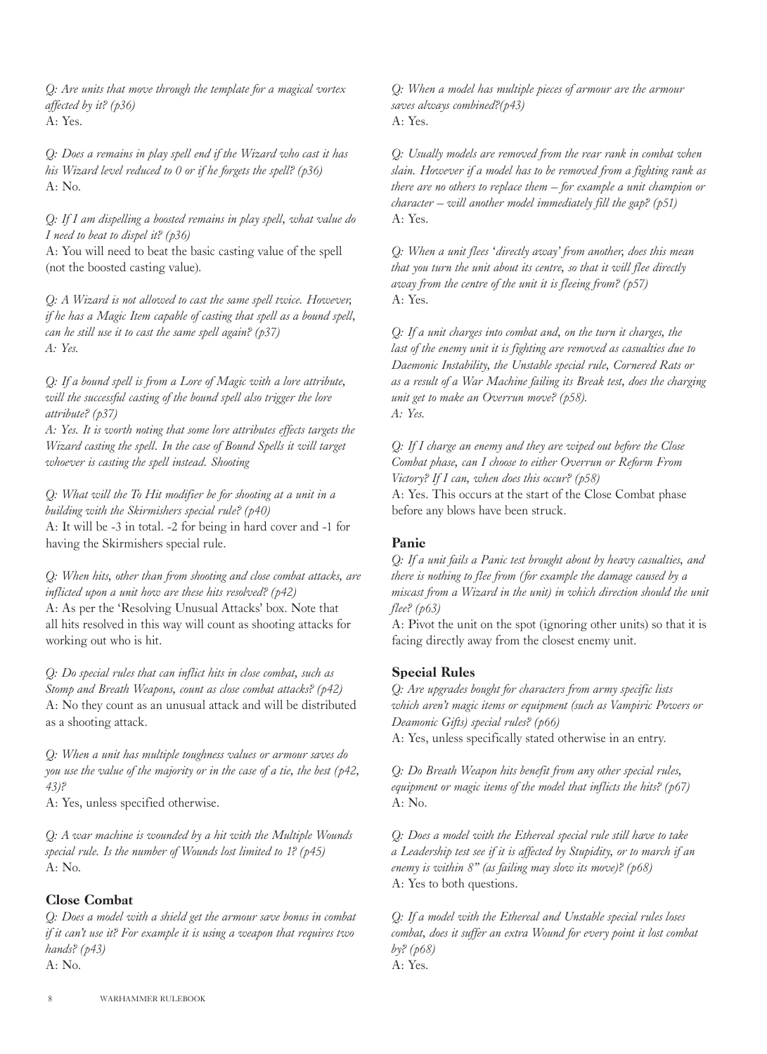*Q: Are units that move through the template for a magical vortex affected by it? (p36)*
A: Yes.

*Q: Does a remains in play spell end if the Wizard who cast it has his Wizard level reduced to 0 or if he forgets the spell? (p36)*
A: No.

*Q: If I am dispelling a boosted remains in play spell, what value do I need to beat to dispel it? (p36)*
A: You will need to beat the basic casting value of the spell (not the boosted casting value).

*Q: A Wizard is not allowed to cast the same spell twice. However, if he has a Magic Item capable of casting that spell as a bound spell, can he still use it to cast the same spell again? (p37)*
*A: Yes.*

*Q: If a bound spell is from a Lore of Magic with a lore attribute, will the successful casting of the bound spell also trigger the lore attribute? (p37)*
*A: Yes. It is worth noting that some lore attributes effects targets the Wizard casting the spell. In the case of Bound Spells it will target whoever is casting the spell instead. Shooting*

*Q: What will the To Hit modifier be for shooting at a unit in a building with the Skirmishers special rule? (p40)*
A: It will be -3 in total. -2 for being in hard cover and -1 for having the Skirmishers special rule.

*Q: When hits, other than from shooting and close combat attacks, are inflicted upon a unit how are these hits resolved? (p42)*
A: As per the 'Resolving Unusual Attacks' box. Note that all hits resolved in this way will count as shooting attacks for working out who is hit.

*Q: Do special rules that can inflict hits in close combat, such as Stomp and Breath Weapons, count as close combat attacks? (p42)*
A: No they count as an unusual attack and will be distributed as a shooting attack.

*Q: When a unit has multiple toughness values or armour saves do you use the value of the majority or in the case of a tie, the best (p42, 43)?*
A: Yes, unless specified otherwise.

*Q: A war machine is wounded by a hit with the Multiple Wounds special rule. Is the number of Wounds lost limited to 1? (p45)*
A: No.

## Close Combat

*Q: Does a model with a shield get the armour save bonus in combat if it can't use it? For example it is using a weapon that requires two hands? (p43)*
A: No.

*Q: When a model has multiple pieces of armour are the armour saves always combined?(p43)*
A: Yes.

*Q: Usually models are removed from the rear rank in combat when slain. However if a model has to be removed from a fighting rank as there are no others to replace them – for example a unit champion or character – will another model immediately fill the gap? (p51)*
A: Yes.

*Q: When a unit flees 'directly away' from another, does this mean that you turn the unit about its centre, so that it will flee directly away from the centre of the unit it is fleeing from? (p57)*
A: Yes.

*Q: If a unit charges into combat and, on the turn it charges, the last of the enemy unit it is fighting are removed as casualties due to Daemonic Instability, the Unstable special rule, Cornered Rats or as a result of a War Machine failing its Break test, does the charging unit get to make an Overrun move? (p58).*
*A: Yes.*

*Q: If I charge an enemy and they are wiped out before the Close Combat phase, can I choose to either Overrun or Reform From Victory? If I can, when does this occur? (p58)*
A: Yes. This occurs at the start of the Close Combat phase before any blows have been struck.

## Panic

*Q: If a unit fails a Panic test brought about by heavy casualties, and there is nothing to flee from (for example the damage caused by a miscast from a Wizard in the unit) in which direction should the unit flee? (p63)*
A: Pivot the unit on the spot (ignoring other units) so that it is facing directly away from the closest enemy unit.

## Special Rules

*Q: Are upgrades bought for characters from army specific lists which aren't magic items or equipment (such as Vampiric Powers or Deamonic Gifts) special rules? (p66)*
A: Yes, unless specifically stated otherwise in an entry.

*Q: Do Breath Weapon hits benefit from any other special rules, equipment or magic items of the model that inflicts the hits? (p67)*
A: No.

*Q: Does a model with the Ethereal special rule still have to take a Leadership test see if it is affected by Stupidity, or to march if an enemy is within 8" (as failing may slow its move)? (p68)*
A: Yes to both questions.

*Q: If a model with the Ethereal and Unstable special rules loses combat, does it suffer an extra Wound for every point it lost combat by? (p68)*
A: Yes.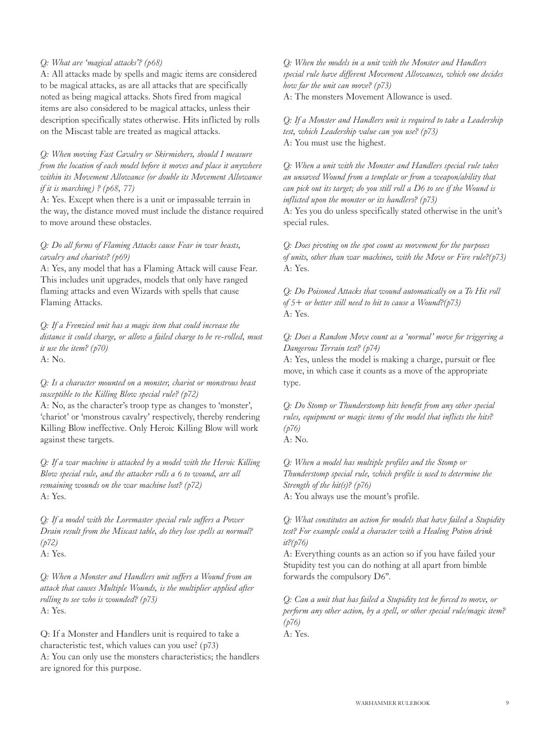*Q: What are 'magical attacks'? (p68)*

A: All attacks made by spells and magic items are considered to be magical attacks, as are all attacks that are specifically noted as being magical attacks. Shots fired from magical items are also considered to be magical attacks, unless their description specifically states otherwise. Hits inflicted by rolls on the Miscast table are treated as magical attacks.

*Q: When moving Fast Cavalry or Skirmishers, should I measure from the location of each model before it moves and place it anywhere within its Movement Allowance (or double its Movement Allowance if it is marching) ? (p68, 77)*

A: Yes. Except when there is a unit or impassable terrain in the way, the distance moved must include the distance required to move around these obstacles.

*Q: Do all forms of Flaming Attacks cause Fear in war beasts, cavalry and chariots? (p69)*

A: Yes, any model that has a Flaming Attack will cause Fear. This includes unit upgrades, models that only have ranged flaming attacks and even Wizards with spells that cause Flaming Attacks.

*Q: If a Frenzied unit has a magic item that could increase the distance it could charge, or allow a failed charge to be re-rolled, must it use the item? (p70)*

A: No.

*Q: Is a character mounted on a monster, chariot or monstrous beast susceptible to the Killing Blow special rule? (p72)*

A: No, as the character's troop type as changes to 'monster', 'chariot' or 'monstrous cavalry' respectively, thereby rendering Killing Blow ineffective. Only Heroic Killing Blow will work against these targets.

*Q: If a war machine is attacked by a model with the Heroic Killing Blow special rule, and the attacker rolls a 6 to wound, are all remaining wounds on the war machine lost? (p72)*

A: Yes.

*Q: If a model with the Loremaster special rule suffers a Power Drain result from the Miscast table, do they lose spells as normal? (p72)*

A: Yes.

*Q: When a Monster and Handlers unit suffers a Wound from an attack that causes Multiple Wounds, is the multiplier applied after rolling to see who is wounded? (p73)*

A: Yes.

Q: If a Monster and Handlers unit is required to take a characteristic test, which values can you use? (p73)

A: You can only use the monsters characteristics; the handlers are ignored for this purpose.

*Q: When the models in a unit with the Monster and Handlers special rule have different Movement Allowances, which one decides how far the unit can move? (p73)*

A: The monsters Movement Allowance is used.

*Q: If a Monster and Handlers unit is required to take a Leadership test, which Leadership value can you use? (p73)*

A: You must use the highest.

*Q: When a unit with the Monster and Handlers special rule takes an unsaved Wound from a template or from a weapon/ability that can pick out its target; do you still roll a D6 to see if the Wound is inflicted upon the monster or its handlers? (p73)*

A: Yes you do unless specifically stated otherwise in the unit's special rules.

*Q: Does pivoting on the spot count as movement for the purposes of units, other than war machines, with the Move or Fire rule?(p73)*

A: Yes.

*Q: Do Poisoned Attacks that wound automatically on a To Hit roll of 5+ or better still need to hit to cause a Wound?(p73)*

A: Yes.

*Q: Does a Random Move count as a 'normal' move for triggering a Dangerous Terrain test? (p74)*

A: Yes, unless the model is making a charge, pursuit or flee move, in which case it counts as a move of the appropriate type.

*Q: Do Stomp or Thunderstomp hits benefit from any other special rules, equipment or magic items of the model that inflicts the hits? (p76)*

A: No.

*Q: When a model has multiple profiles and the Stomp or Thunderstomp special rule, which profile is used to determine the Strength of the hit(s)? (p76)*

A: You always use the mount's profile.

*Q: What constitutes an action for models that have failed a Stupidity test? For example could a character with a Healing Potion drink it?(p76)*

A: Everything counts as an action so if you have failed your Stupidity test you can do nothing at all apart from bimble forwards the compulsory D6".

*Q: Can a unit that has failed a Stupidity test be forced to move, or perform any other action, by a spell, or other special rule/magic item? (p76)*

A: Yes.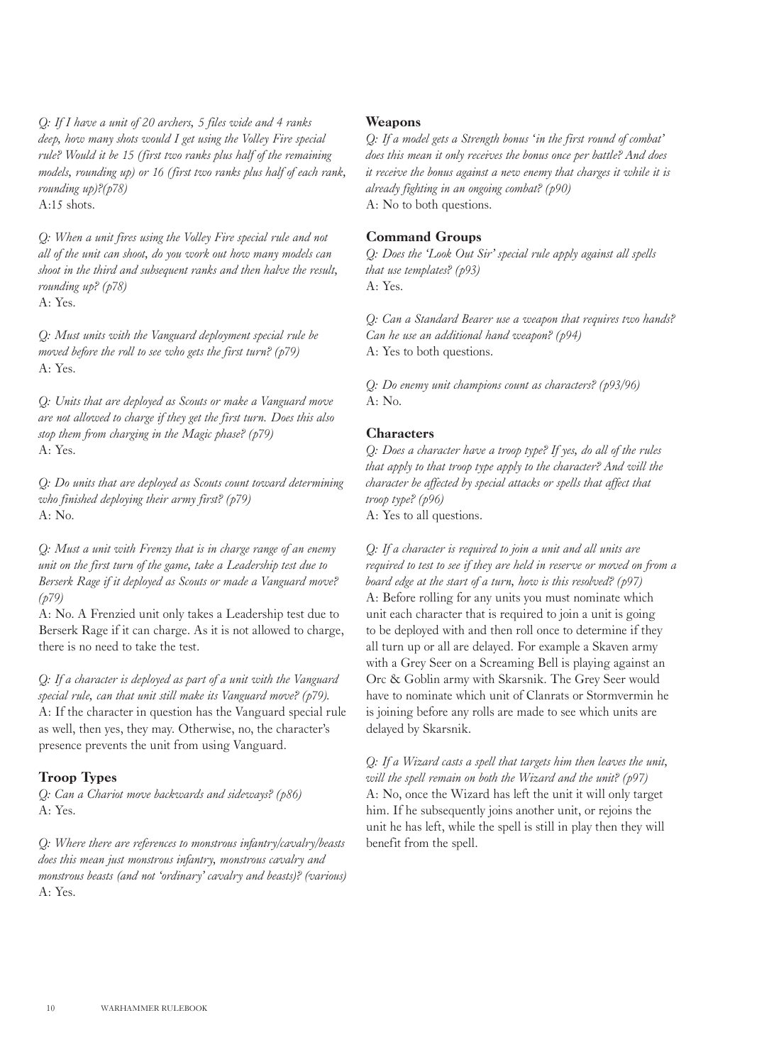*Q: If I have a unit of 20 archers, 5 files wide and 4 ranks deep, how many shots would I get using the Volley Fire special rule? Would it be 15 (first two ranks plus half of the remaining models, rounding up) or 16 (first two ranks plus half of each rank, rounding up)?(p78)*
A:15 shots.

*Q: When a unit fires using the Volley Fire special rule and not all of the unit can shoot, do you work out how many models can shoot in the third and subsequent ranks and then halve the result, rounding up? (p78)*
A: Yes.

*Q: Must units with the Vanguard deployment special rule be moved before the roll to see who gets the first turn? (p79)*
A: Yes.

*Q: Units that are deployed as Scouts or make a Vanguard move are not allowed to charge if they get the first turn. Does this also stop them from charging in the Magic phase? (p79)*
A: Yes.

*Q: Do units that are deployed as Scouts count toward determining who finished deploying their army first? (p79)*
A: No.

*Q: Must a unit with Frenzy that is in charge range of an enemy unit on the first turn of the game, take a Leadership test due to Berserk Rage if it deployed as Scouts or made a Vanguard move? (p79)*
A: No. A Frenzied unit only takes a Leadership test due to Berserk Rage if it can charge. As it is not allowed to charge, there is no need to take the test.

*Q: If a character is deployed as part of a unit with the Vanguard special rule, can that unit still make its Vanguard move? (p79).*
A: If the character in question has the Vanguard special rule as well, then yes, they may. Otherwise, no, the character's presence prevents the unit from using Vanguard.

### Troop Types

*Q: Can a Chariot move backwards and sideways? (p86)*
A: Yes.

*Q: Where there are references to monstrous infantry/cavalry/beasts does this mean just monstrous infantry, monstrous cavalry and monstrous beasts (and not 'ordinary' cavalry and beasts)? (various)*
A: Yes.

### Weapons

*Q: If a model gets a Strength bonus 'in the first round of combat' does this mean it only receives the bonus once per battle? And does it receive the bonus against a new enemy that charges it while it is already fighting in an ongoing combat? (p90)*
A: No to both questions.

### Command Groups

*Q: Does the 'Look Out Sir' special rule apply against all spells that use templates? (p93)*
A: Yes.

*Q: Can a Standard Bearer use a weapon that requires two hands? Can he use an additional hand weapon? (p94)*
A: Yes to both questions.

*Q: Do enemy unit champions count as characters? (p93/96)*
A: No.

### Characters

*Q: Does a character have a troop type? If yes, do all of the rules that apply to that troop type apply to the character? And will the character be affected by special attacks or spells that affect that troop type? (p96)*
A: Yes to all questions.

*Q: If a character is required to join a unit and all units are required to test to see if they are held in reserve or moved on from a board edge at the start of a turn, how is this resolved? (p97)*
A: Before rolling for any units you must nominate which unit each character that is required to join a unit is going to be deployed with and then roll once to determine if they all turn up or all are delayed. For example a Skaven army with a Grey Seer on a Screaming Bell is playing against an Orc & Goblin army with Skarsnik. The Grey Seer would have to nominate which unit of Clanrats or Stormvermin he is joining before any rolls are made to see which units are delayed by Skarsnik.

*Q: If a Wizard casts a spell that targets him then leaves the unit, will the spell remain on both the Wizard and the unit? (p97)*
A: No, once the Wizard has left the unit it will only target him. If he subsequently joins another unit, or rejoins the unit he has left, while the spell is still in play then they will benefit from the spell.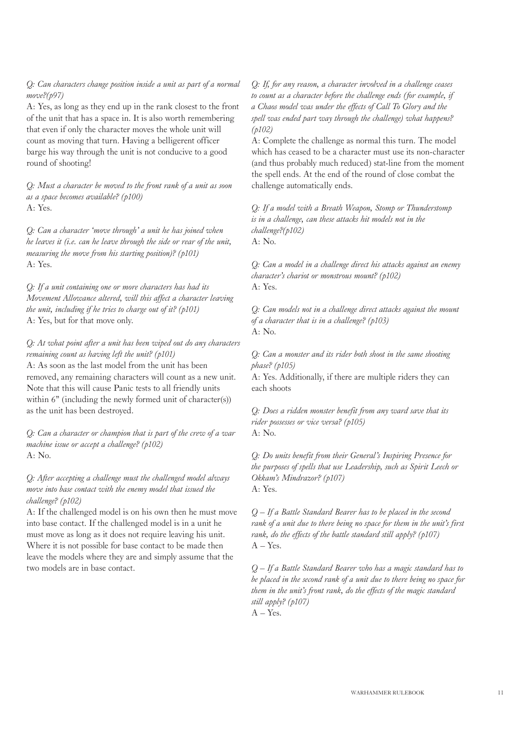*Q: Can characters change position inside a unit as part of a normal move?(p97)*

A: Yes, as long as they end up in the rank closest to the front of the unit that has a space in. It is also worth remembering that even if only the character moves the whole unit will count as moving that turn. Having a belligerent officer barge his way through the unit is not conducive to a good round of shooting!

*Q: Must a character be moved to the front rank of a unit as soon as a space becomes available? (p100)*

A: Yes.

*Q: Can a character 'move through' a unit he has joined when he leaves it (i.e. can he leave through the side or rear of the unit, measuring the move from his starting position)? (p101)*

A: Yes.

*Q: If a unit containing one or more characters has had its Movement Allowance altered, will this affect a character leaving the unit, including if he tries to charge out of it? (p101)*

A: Yes, but for that move only.

*Q: At what point after a unit has been wiped out do any characters remaining count as having left the unit? (p101)*

A: As soon as the last model from the unit has been removed, any remaining characters will count as a new unit. Note that this will cause Panic tests to all friendly units within 6" (including the newly formed unit of character(s)) as the unit has been destroyed.

*Q: Can a character or champion that is part of the crew of a war machine issue or accept a challenge? (p102)*

A: No.

*Q: After accepting a challenge must the challenged model always move into base contact with the enemy model that issued the challenge? (p102)*

A: If the challenged model is on his own then he must move into base contact. If the challenged model is in a unit he must move as long as it does not require leaving his unit. Where it is not possible for base contact to be made then leave the models where they are and simply assume that the two models are in base contact.

*Q: If, for any reason, a character involved in a challenge ceases to count as a character before the challenge ends (for example, if a Chaos model was under the effects of Call To Glory and the spell was ended part way through the challenge) what happens? (p102)*

A: Complete the challenge as normal this turn. The model which has ceased to be a character must use its non-character (and thus probably much reduced) stat-line from the moment the spell ends. At the end of the round of close combat the challenge automatically ends.

*Q: If a model with a Breath Weapon, Stomp or Thunderstomp is in a challenge, can these attacks hit models not in the challenge?(p102)*

A: No.

*Q: Can a model in a challenge direct his attacks against an enemy character's chariot or monstrous mount? (p102)*

A: Yes.

*Q: Can models not in a challenge direct attacks against the mount of a character that is in a challenge? (p103)*

A: No.

*Q: Can a monster and its rider both shoot in the same shooting phase? (p105)*

A: Yes. Additionally, if there are multiple riders they can each shoots

*Q: Does a ridden monster benefit from any ward save that its rider possesses or vice versa? (p105)*

A: No.

*Q: Do units benefit from their General's Inspiring Presence for the purposes of spells that use Leadership, such as Spirit Leech or Okkam's Mindrazor? (p107)*

A: Yes.

*Q – If a Battle Standard Bearer has to be placed in the second rank of a unit due to there being no space for them in the unit's first rank, do the effects of the battle standard still apply? (p107)*

A – Yes.

*Q – If a Battle Standard Bearer who has a magic standard has to be placed in the second rank of a unit due to there being no space for them in the unit's front rank, do the effects of the magic standard still apply? (p107)*

A – Yes.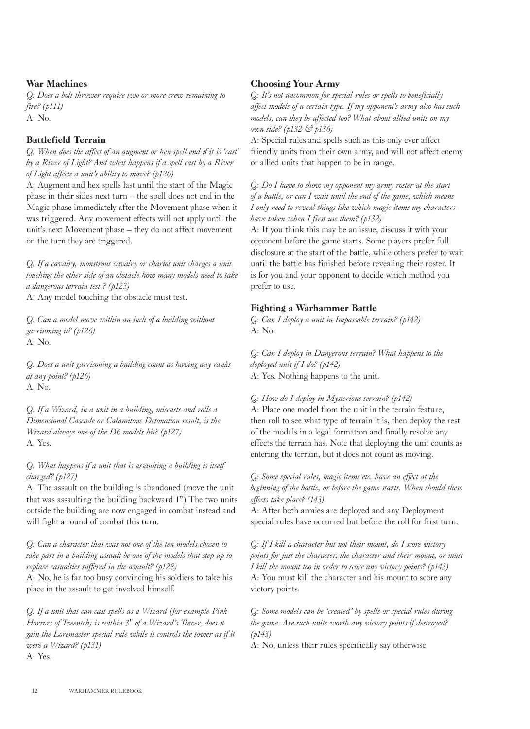## War Machines

*Q: Does a bolt thrower require two or more crew remaining to fire? (p111)*

A: No.

## Battlefield Terrain

*Q: When does the affect of an augment or hex spell end if it is 'cast' by a River of Light? And what happens if a spell cast by a River of Light affects a unit's ability to move? (p120)*

A: Augment and hex spells last until the start of the Magic phase in their sides next turn – the spell does not end in the Magic phase immediately after the Movement phase when it was triggered. Any movement effects will not apply until the unit's next Movement phase – they do not affect movement on the turn they are triggered.

*Q: If a cavalry, monstrous cavalry or chariot unit charges a unit touching the other side of an obstacle how many models need to take a dangerous terrain test ? (p123)*

A: Any model touching the obstacle must test.

*Q: Can a model move within an inch of a building without garrisoning it? (p126)*

A: No.

*Q: Does a unit garrisoning a building count as having any ranks at any point? (p126)*

A. No.

*Q: If a Wizard, in a unit in a building, miscasts and rolls a Dimensional Cascade or Calamitous Detonation result, is the Wizard always one of the D6 models hit? (p127)*

A. Yes.

*Q: What happens if a unit that is assaulting a building is itself charged? (p127)*

A: The assault on the building is abandoned (move the unit that was assaulting the building backward 1") The two units outside the building are now engaged in combat instead and will fight a round of combat this turn.

*Q: Can a character that was not one of the ten models chosen to take part in a building assault be one of the models that step up to replace casualties suffered in the assault? (p128)*

A: No, he is far too busy convincing his soldiers to take his place in the assault to get involved himself.

*Q: If a unit that can cast spells as a Wizard (for example Pink Horrors of Tzeentch) is within 3" of a Wizard's Tower, does it gain the Loremaster special rule while it controls the tower as if it were a Wizard? (p131)*

A: Yes.

## Choosing Your Army

*Q: It's not uncommon for special rules or spells to beneficially affect models of a certain type. If my opponent's army also has such models, can they be affected too? What about allied units on my own side? (p132 & p136)*

A: Special rules and spells such as this only ever affect friendly units from their own army, and will not affect enemy or allied units that happen to be in range.

*Q: Do I have to show my opponent my army roster at the start of a battle, or can I wait until the end of the game, which means I only need to reveal things like which magic items my characters have taken when I first use them? (p132)*

A: If you think this may be an issue, discuss it with your opponent before the game starts. Some players prefer full disclosure at the start of the battle, while others prefer to wait until the battle has finished before revealing their roster. It is for you and your opponent to decide which method you prefer to use.

## Fighting a Warhammer Battle

*Q: Can I deploy a unit in Impassable terrain? (p142)*

A: No.

*Q: Can I deploy in Dangerous terrain? What happens to the deployed unit if I do? (p142)*

A: Yes. Nothing happens to the unit.

*Q: How do I deploy in Mysterious terrain? (p142)*

A: Place one model from the unit in the terrain feature, then roll to see what type of terrain it is, then deploy the rest of the models in a legal formation and finally resolve any effects the terrain has. Note that deploying the unit counts as entering the terrain, but it does not count as moving.

*Q: Some special rules, magic items etc. have an effect at the beginning of the battle, or before the game starts. When should these effects take place? (143)*

A: After both armies are deployed and any Deployment special rules have occurred but before the roll for first turn.

*Q: If I kill a character but not their mount, do I score victory points for just the character, the character and their mount, or must I kill the mount too in order to score any victory points? (p143)*

A: You must kill the character and his mount to score any victory points.

*Q: Some models can be 'created' by spells or special rules during the game. Are such units worth any victory points if destroyed? (p143)*

A: No, unless their rules specifically say otherwise.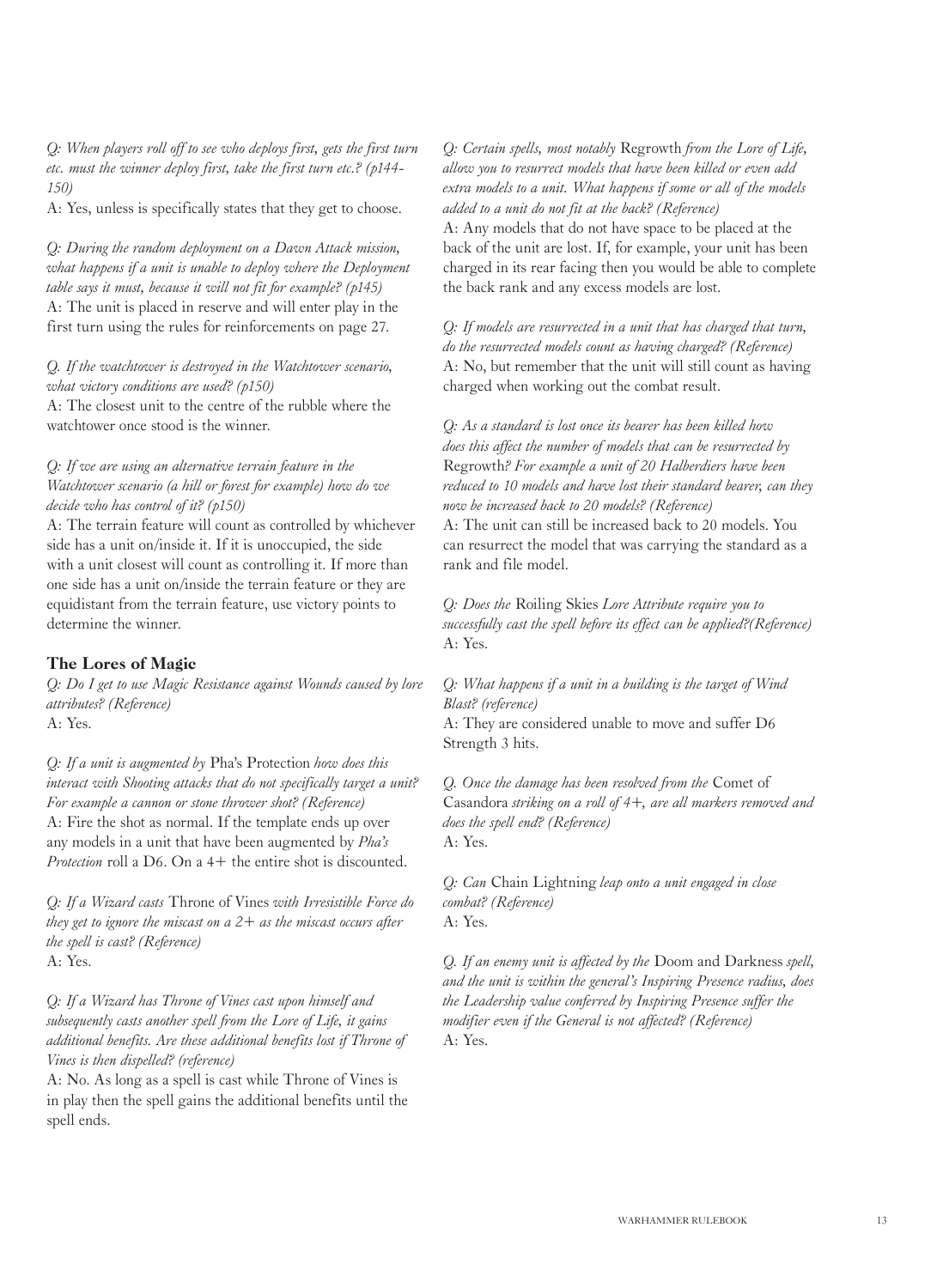*Q: When players roll off to see who deploys first, gets the first turn etc. must the winner deploy first, take the first turn etc.? (p144-150)*

A: Yes, unless is specifically states that they get to choose.

*Q: During the random deployment on a Dawn Attack mission, what happens if a unit is unable to deploy where the Deployment table says it must, because it will not fit for example? (p145)*

A: The unit is placed in reserve and will enter play in the first turn using the rules for reinforcements on page 27.

*Q. If the watchtower is destroyed in the Watchtower scenario, what victory conditions are used? (p150)*

A: The closest unit to the centre of the rubble where the watchtower once stood is the winner.

*Q: If we are using an alternative terrain feature in the Watchtower scenario (a hill or forest for example) how do we decide who has control of it? (p150)*

A: The terrain feature will count as controlled by whichever side has a unit on/inside it. If it is unoccupied, the side with a unit closest will count as controlling it. If more than one side has a unit on/inside the terrain feature or they are equidistant from the terrain feature, use victory points to determine the winner.

### The Lores of Magic

*Q: Do I get to use Magic Resistance against Wounds caused by lore attributes? (Reference)*

A: Yes.

*Q: If a unit is augmented by* Pha's Protection *how does this interact with Shooting attacks that do not specifically target a unit? For example a cannon or stone thrower shot? (Reference)*

A: Fire the shot as normal. If the template ends up over any models in a unit that have been augmented by *Pha's Protection* roll a D6. On a 4+ the entire shot is discounted.

*Q: If a Wizard casts* Throne of Vines *with Irresistible Force do they get to ignore the miscast on a 2+ as the miscast occurs after the spell is cast? (Reference)*

A: Yes.

*Q: If a Wizard has Throne of Vines cast upon himself and subsequently casts another spell from the Lore of Life, it gains additional benefits. Are these additional benefits lost if Throne of Vines is then dispelled? (reference)*

A: No. As long as a spell is cast while Throne of Vines is in play then the spell gains the additional benefits until the spell ends.

*Q: Certain spells, most notably* Regrowth *from the Lore of Life, allow you to resurrect models that have been killed or even add extra models to a unit. What happens if some or all of the models added to a unit do not fit at the back? (Reference)*

A: Any models that do not have space to be placed at the back of the unit are lost. If, for example, your unit has been charged in its rear facing then you would be able to complete the back rank and any excess models are lost.

*Q: If models are resurrected in a unit that has charged that turn, do the resurrected models count as having charged? (Reference)*

A: No, but remember that the unit will still count as having charged when working out the combat result.

*Q: As a standard is lost once its bearer has been killed how does this affect the number of models that can be resurrected by* Regrowth*? For example a unit of 20 Halberdiers have been reduced to 10 models and have lost their standard bearer, can they now be increased back to 20 models? (Reference)*

A: The unit can still be increased back to 20 models. You can resurrect the model that was carrying the standard as a rank and file model.

*Q: Does the* Roiling Skies *Lore Attribute require you to successfully cast the spell before its effect can be applied?(Reference)*

A: Yes.

*Q: What happens if a unit in a building is the target of Wind Blast? (reference)*

A: They are considered unable to move and suffer D6 Strength 3 hits.

*Q. Once the damage has been resolved from the* Comet of Casandora *striking on a roll of 4+, are all markers removed and does the spell end? (Reference)*

A: Yes.

*Q: Can* Chain Lightning *leap onto a unit engaged in close combat? (Reference)*

A: Yes.

*Q. If an enemy unit is affected by the* Doom and Darkness *spell, and the unit is within the general's Inspiring Presence radius, does the Leadership value conferred by Inspiring Presence suffer the modifier even if the General is not affected? (Reference)*

A: Yes.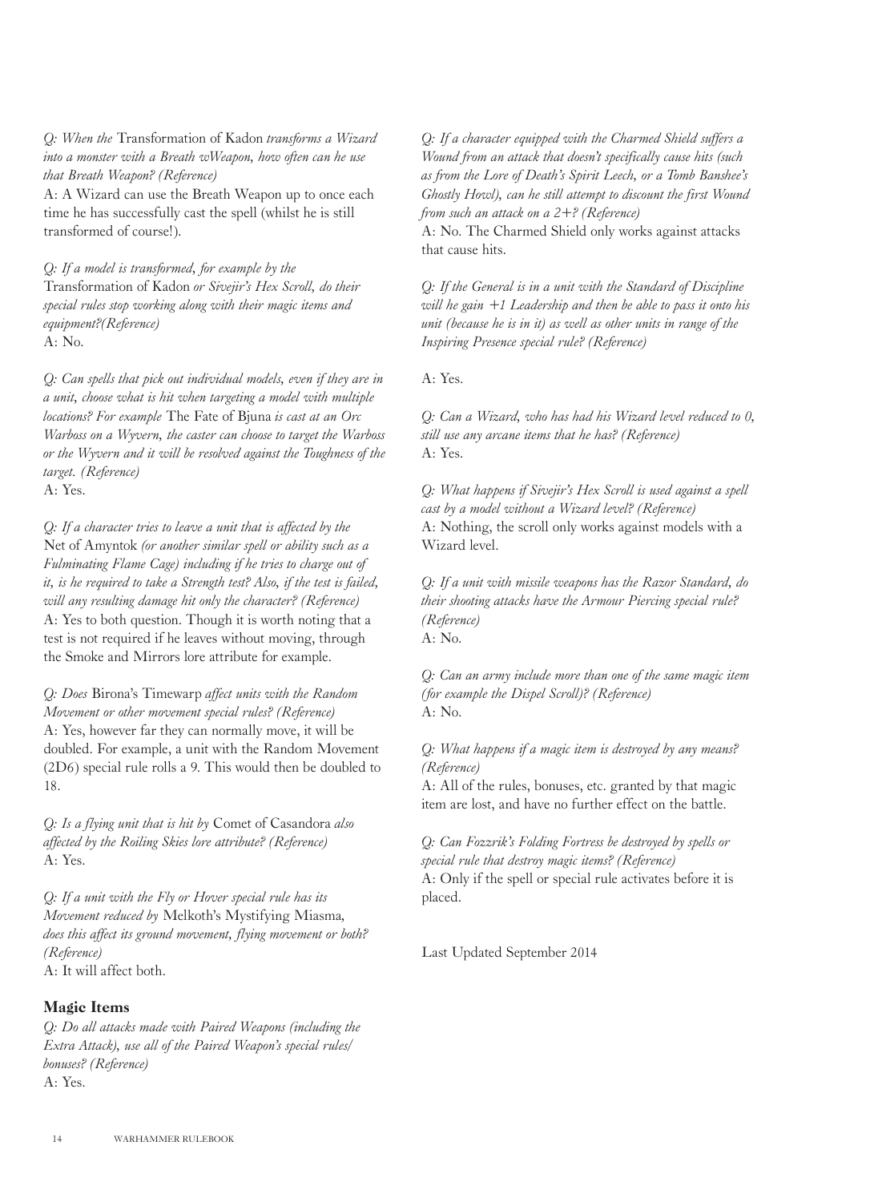*Q: When the* Transformation of Kadon *transforms a Wizard into a monster with a Breath wWeapon, how often can he use that Breath Weapon? (Reference)*

A: A Wizard can use the Breath Weapon up to once each time he has successfully cast the spell (whilst he is still transformed of course!).

*Q: If a model is transformed, for example by the* Transformation of Kadon *or Sivejir's Hex Scroll, do their special rules stop working along with their magic items and equipment?(Reference)*

A: No.

*Q: Can spells that pick out individual models, even if they are in a unit, choose what is hit when targeting a model with multiple locations? For example* The Fate of Bjuna *is cast at an Orc Warboss on a Wyvern, the caster can choose to target the Warboss or the Wyvern and it will be resolved against the Toughness of the target. (Reference)*

A: Yes.

*Q: If a character tries to leave a unit that is affected by the* Net of Amyntok *(or another similar spell or ability such as a Fulminating Flame Cage) including if he tries to charge out of it, is he required to take a Strength test? Also, if the test is failed, will any resulting damage hit only the character? (Reference)*

A: Yes to both question. Though it is worth noting that a test is not required if he leaves without moving, through the Smoke and Mirrors lore attribute for example.

*Q: Does* Birona's Timewarp *affect units with the Random Movement or other movement special rules? (Reference)*

A: Yes, however far they can normally move, it will be doubled. For example, a unit with the Random Movement (2D6) special rule rolls a 9. This would then be doubled to 18.

*Q: Is a flying unit that is hit by* Comet of Casandora *also affected by the Roiling Skies lore attribute? (Reference)*

A: Yes.

*Q: If a unit with the Fly or Hover special rule has its Movement reduced by* Melkoth's Mystifying Miasma*, does this affect its ground movement, flying movement or both? (Reference)*

A: It will affect both.

### Magic Items

*Q: Do all attacks made with Paired Weapons (including the Extra Attack), use all of the Paired Weapon's special rules/ bonuses? (Reference)*

A: Yes.

*Q: If a character equipped with the Charmed Shield suffers a Wound from an attack that doesn't specifically cause hits (such as from the Lore of Death's Spirit Leech, or a Tomb Banshee's Ghostly Howl), can he still attempt to discount the first Wound from such an attack on a 2+? (Reference)*

A: No. The Charmed Shield only works against attacks that cause hits.

*Q: If the General is in a unit with the Standard of Discipline will he gain +1 Leadership and then be able to pass it onto his unit (because he is in it) as well as other units in range of the Inspiring Presence special rule? (Reference)*

A: Yes.

*Q: Can a Wizard, who has had his Wizard level reduced to 0, still use any arcane items that he has? (Reference)*

A: Yes.

*Q: What happens if Sivejir's Hex Scroll is used against a spell cast by a model without a Wizard level? (Reference)*

A: Nothing, the scroll only works against models with a Wizard level.

*Q: If a unit with missile weapons has the Razor Standard, do their shooting attacks have the Armour Piercing special rule? (Reference)*

A: No.

*Q: Can an army include more than one of the same magic item (for example the Dispel Scroll)? (Reference)*

A: No.

*Q: What happens if a magic item is destroyed by any means? (Reference)*

A: All of the rules, bonuses, etc. granted by that magic item are lost, and have no further effect on the battle.

*Q: Can Fozzrik's Folding Fortress be destroyed by spells or special rule that destroy magic items? (Reference)*

A: Only if the spell or special rule activates before it is placed.

Last Updated September 2014